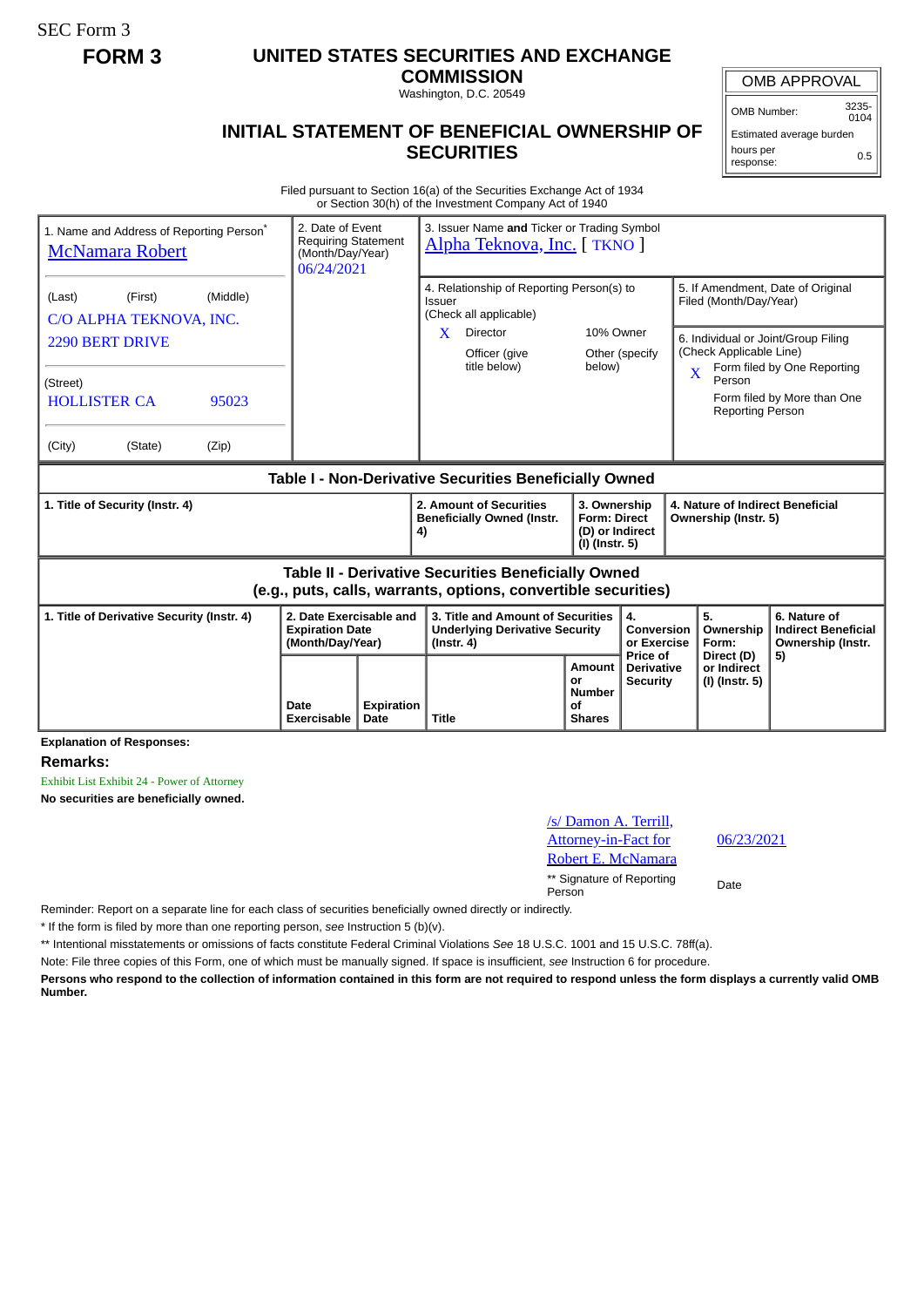SEC Form 3

**FORM 3**

# UNITED STATES SECURITIES AND EXCHANGE COMMISSION

Washington, D.C. 20549

## INITIAL STATEMENT OF BENEFICIAL OWNERSHIP OF SECURITIES

| OMB APPROVAL | |
|---|---|
| OMB Number: | 3235-0104 |
| Estimated average burden | |
| hours per response: | 0.5 |

Filed pursuant to Section 16(a) of the Securities Exchange Act of 1934
or Section 30(h) of the Investment Company Act of 1940

| 1. Name and Address of Reporting Person* | 2. Date of Event Requiring Statement (Month/Day/Year) | 3. Issuer Name **and** Ticker or Trading Symbol |
|---|---|---|
| McNamara Robert | 06/24/2021 | Alpha Teknova, Inc. [ TKNO ] |
| (Last) (First) (Middle) | | |
| C/O ALPHA TEKNOVA, INC. | | |
| 2290 BERT DRIVE | | |
| (Street) | | |
| HOLLISTER CA 95023 | | |
| (City) (State) (Zip) | | |

4. Relationship of Reporting Person(s) to Issuer (Check all applicable)
- X Director
- 10% Owner
- Officer (give title below)
- Other (specify below)

5. If Amendment, Date of Original Filed (Month/Day/Year)

6. Individual or Joint/Group Filing (Check Applicable Line)
- X Form filed by One Reporting Person
- Form filed by More than One Reporting Person

### Table I - Non-Derivative Securities Beneficially Owned

| 1. Title of Security (Instr. 4) | 2. Amount of Securities Beneficially Owned (Instr. 4) | 3. Ownership Form: Direct (D) or Indirect (I) (Instr. 5) | 4. Nature of Indirect Beneficial Ownership (Instr. 5) |
|---|---|---|---|

### Table II - Derivative Securities Beneficially Owned (e.g., puts, calls, warrants, options, convertible securities)

| 1. Title of Derivative Security (Instr. 4) | 2. Date Exercisable and Expiration Date (Month/Day/Year) | | 3. Title and Amount of Securities Underlying Derivative Security (Instr. 4) | | 4. Conversion or Exercise Price of Derivative Security | 5. Ownership Form: Direct (D) or Indirect (I) (Instr. 5) | 6. Nature of Indirect Beneficial Ownership (Instr. 5) |
|---|---|---|---|---|---|---|---|
| | Date Exercisable | Expiration Date | Title | Amount or Number of Shares | | | |

**Explanation of Responses:**

**Remarks:**

Exhibit List Exhibit 24 - Power of Attorney

**No securities are beneficially owned.**

| /s/ Damon A. Terrill, Attorney-in-Fact for Robert E. McNamara | 06/23/2021 |
|---|---|
| ** Signature of Reporting Person | Date |

Reminder: Report on a separate line for each class of securities beneficially owned directly or indirectly.

\* If the form is filed by more than one reporting person, *see* Instruction 5 (b)(v).

** Intentional misstatements or omissions of facts constitute Federal Criminal Violations *See* 18 U.S.C. 1001 and 15 U.S.C. 78ff(a).

Note: File three copies of this Form, one of which must be manually signed. If space is insufficient, *see* Instruction 6 for procedure.

**Persons who respond to the collection of information contained in this form are not required to respond unless the form displays a currently valid OMB Number.**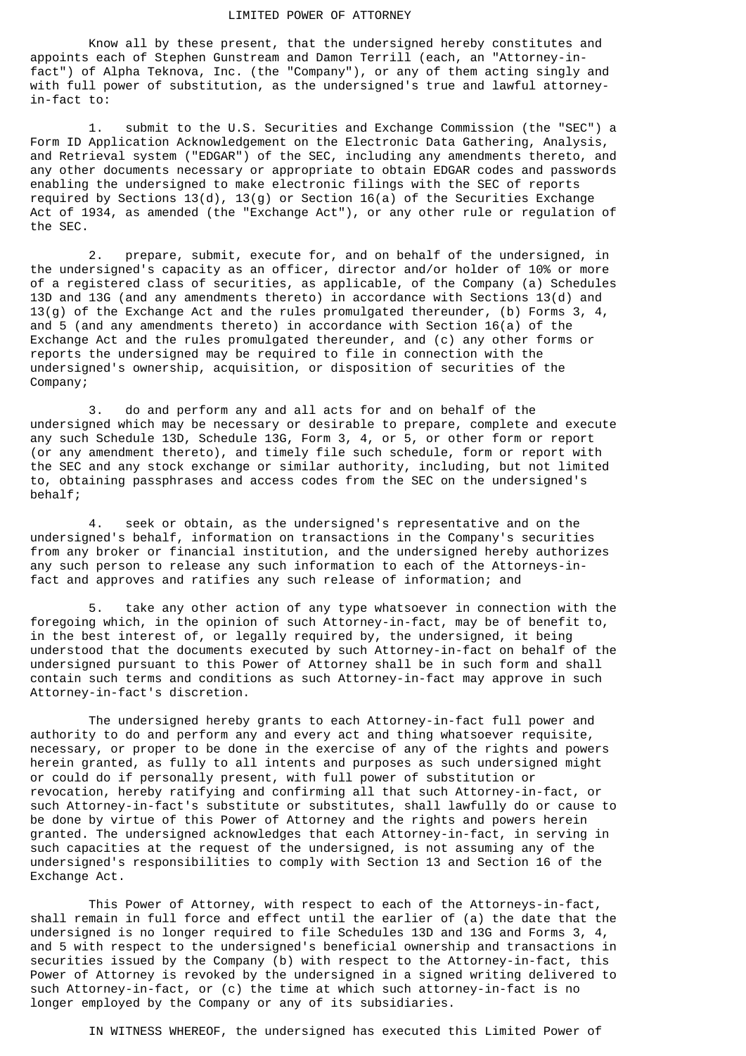# LIMITED POWER OF ATTORNEY

Know all by these present, that the undersigned hereby constitutes and appoints each of Stephen Gunstream and Damon Terrill (each, an "Attorney-in-fact") of Alpha Teknova, Inc. (the "Company"), or any of them acting singly and with full power of substitution, as the undersigned's true and lawful attorney-in-fact to:

1. submit to the U.S. Securities and Exchange Commission (the "SEC") a Form ID Application Acknowledgement on the Electronic Data Gathering, Analysis, and Retrieval system ("EDGAR") of the SEC, including any amendments thereto, and any other documents necessary or appropriate to obtain EDGAR codes and passwords enabling the undersigned to make electronic filings with the SEC of reports required by Sections 13(d), 13(g) or Section 16(a) of the Securities Exchange Act of 1934, as amended (the "Exchange Act"), or any other rule or regulation of the SEC.

2. prepare, submit, execute for, and on behalf of the undersigned, in the undersigned's capacity as an officer, director and/or holder of 10% or more of a registered class of securities, as applicable, of the Company (a) Schedules 13D and 13G (and any amendments thereto) in accordance with Sections 13(d) and 13(g) of the Exchange Act and the rules promulgated thereunder, (b) Forms 3, 4, and 5 (and any amendments thereto) in accordance with Section 16(a) of the Exchange Act and the rules promulgated thereunder, and (c) any other forms or reports the undersigned may be required to file in connection with the undersigned's ownership, acquisition, or disposition of securities of the Company;

3. do and perform any and all acts for and on behalf of the undersigned which may be necessary or desirable to prepare, complete and execute any such Schedule 13D, Schedule 13G, Form 3, 4, or 5, or other form or report (or any amendment thereto), and timely file such schedule, form or report with the SEC and any stock exchange or similar authority, including, but not limited to, obtaining passphrases and access codes from the SEC on the undersigned's behalf;

4. seek or obtain, as the undersigned's representative and on the undersigned's behalf, information on transactions in the Company's securities from any broker or financial institution, and the undersigned hereby authorizes any such person to release any such information to each of the Attorneys-in-fact and approves and ratifies any such release of information; and

5. take any other action of any type whatsoever in connection with the foregoing which, in the opinion of such Attorney-in-fact, may be of benefit to, in the best interest of, or legally required by, the undersigned, it being understood that the documents executed by such Attorney-in-fact on behalf of the undersigned pursuant to this Power of Attorney shall be in such form and shall contain such terms and conditions as such Attorney-in-fact may approve in such Attorney-in-fact's discretion.

The undersigned hereby grants to each Attorney-in-fact full power and authority to do and perform any and every act and thing whatsoever requisite, necessary, or proper to be done in the exercise of any of the rights and powers herein granted, as fully to all intents and purposes as such undersigned might or could do if personally present, with full power of substitution or revocation, hereby ratifying and confirming all that such Attorney-in-fact, or such Attorney-in-fact's substitute or substitutes, shall lawfully do or cause to be done by virtue of this Power of Attorney and the rights and powers herein granted. The undersigned acknowledges that each Attorney-in-fact, in serving in such capacities at the request of the undersigned, is not assuming any of the undersigned's responsibilities to comply with Section 13 and Section 16 of the Exchange Act.

This Power of Attorney, with respect to each of the Attorneys-in-fact, shall remain in full force and effect until the earlier of (a) the date that the undersigned is no longer required to file Schedules 13D and 13G and Forms 3, 4, and 5 with respect to the undersigned's beneficial ownership and transactions in securities issued by the Company (b) with respect to the Attorney-in-fact, this Power of Attorney is revoked by the undersigned in a signed writing delivered to such Attorney-in-fact, or (c) the time at which such attorney-in-fact is no longer employed by the Company or any of its subsidiaries.

IN WITNESS WHEREOF, the undersigned has executed this Limited Power of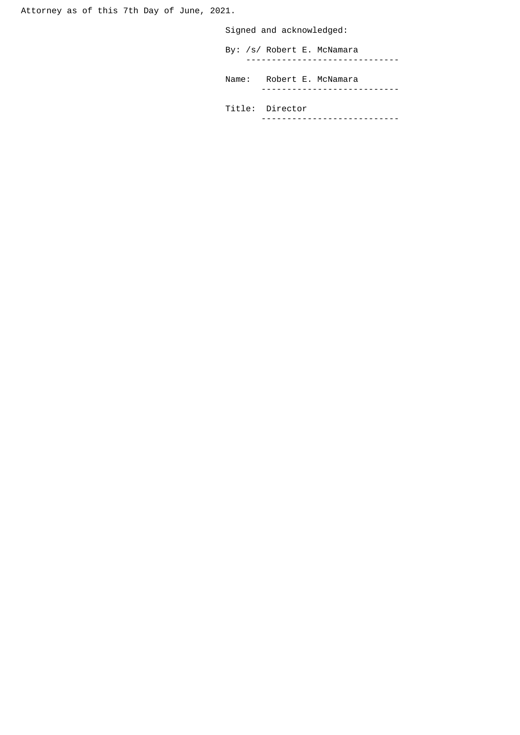Attorney as of this 7th Day of June, 2021.

Signed and acknowledged:

By: /s/ Robert E. McNamara

Name: Robert E. McNamara

Title: Director